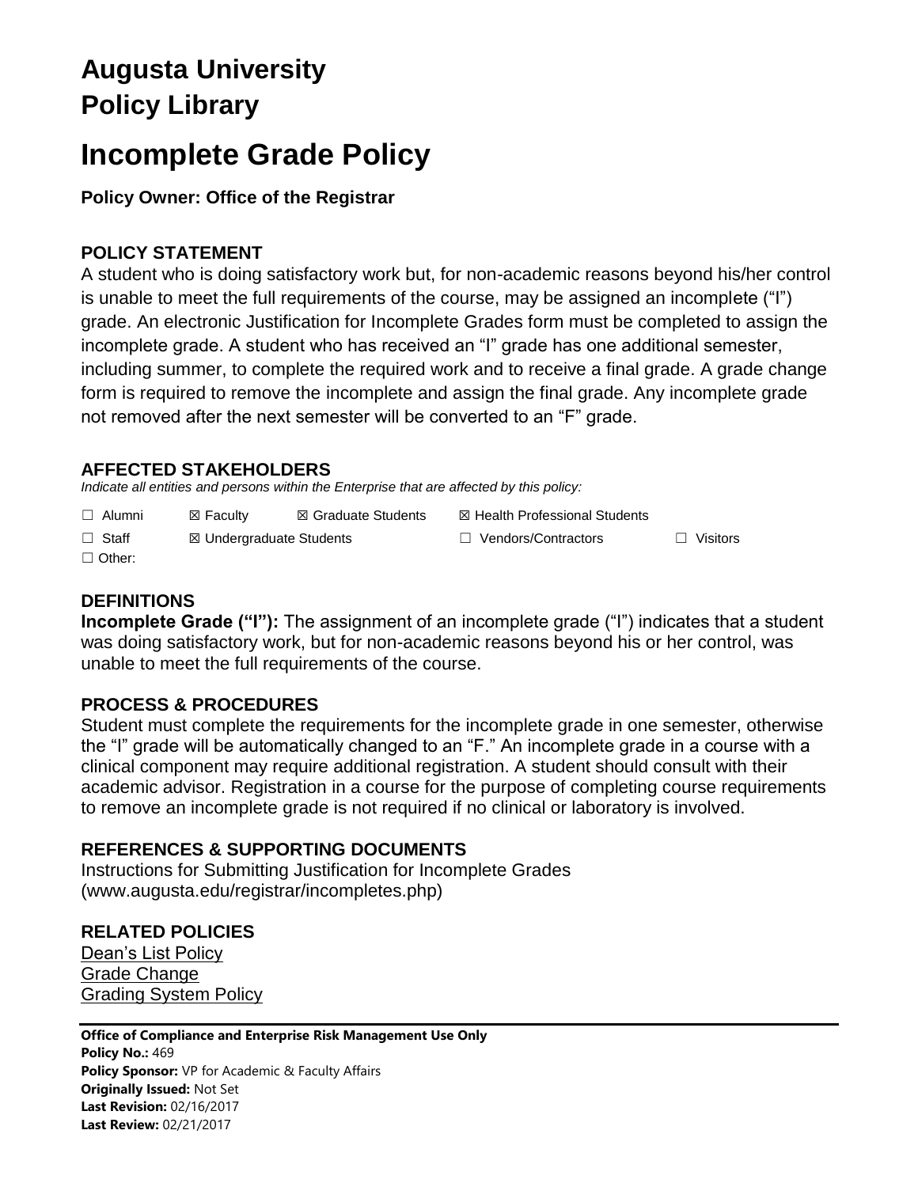# Augusta University Policy Library

# Incomplete Grade Policy

**Policy Owner: Office of the Registrar**

## POLICY STATEMENT

A student who is doing satisfactory work but, for non-academic reasons beyond his/her control is unable to meet the full requirements of the course, may be assigned an incomplete ("I") grade. An electronic Justification for Incomplete Grades form must be completed to assign the incomplete grade. A student who has received an "I" grade has one additional semester, including summer, to complete the required work and to receive a final grade. A grade change form is required to remove the incomplete and assign the final grade. Any incomplete grade not removed after the next semester will be converted to an "F" grade.

## AFFECTED STAKEHOLDERS

*Indicate all entities and persons within the Enterprise that are affected by this policy:*

☐ Alumni ☒ Faculty ☒ Graduate Students ☒ Health Professional Students

☐ Staff ☒ Undergraduate Students ☐ Vendors/Contractors ☐ Visitors

☐ Other:

## DEFINITIONS

**Incomplete Grade ("I"):** The assignment of an incomplete grade ("I") indicates that a student was doing satisfactory work, but for non-academic reasons beyond his or her control, was unable to meet the full requirements of the course.

## PROCESS & PROCEDURES

Student must complete the requirements for the incomplete grade in one semester, otherwise the "I" grade will be automatically changed to an "F." An incomplete grade in a course with a clinical component may require additional registration. A student should consult with their academic advisor. Registration in a course for the purpose of completing course requirements to remove an incomplete grade is not required if no clinical or laboratory is involved.

## REFERENCES & SUPPORTING DOCUMENTS

Instructions for Submitting Justification for Incomplete Grades (www.augusta.edu/registrar/incompletes.php)

## RELATED POLICIES

Dean's List Policy
Grade Change
Grading System Policy

**Office of Compliance and Enterprise Risk Management Use Only**
**Policy No.:** 469
**Policy Sponsor:** VP for Academic & Faculty Affairs
**Originally Issued:** Not Set
**Last Revision:** 02/16/2017
**Last Review:** 02/21/2017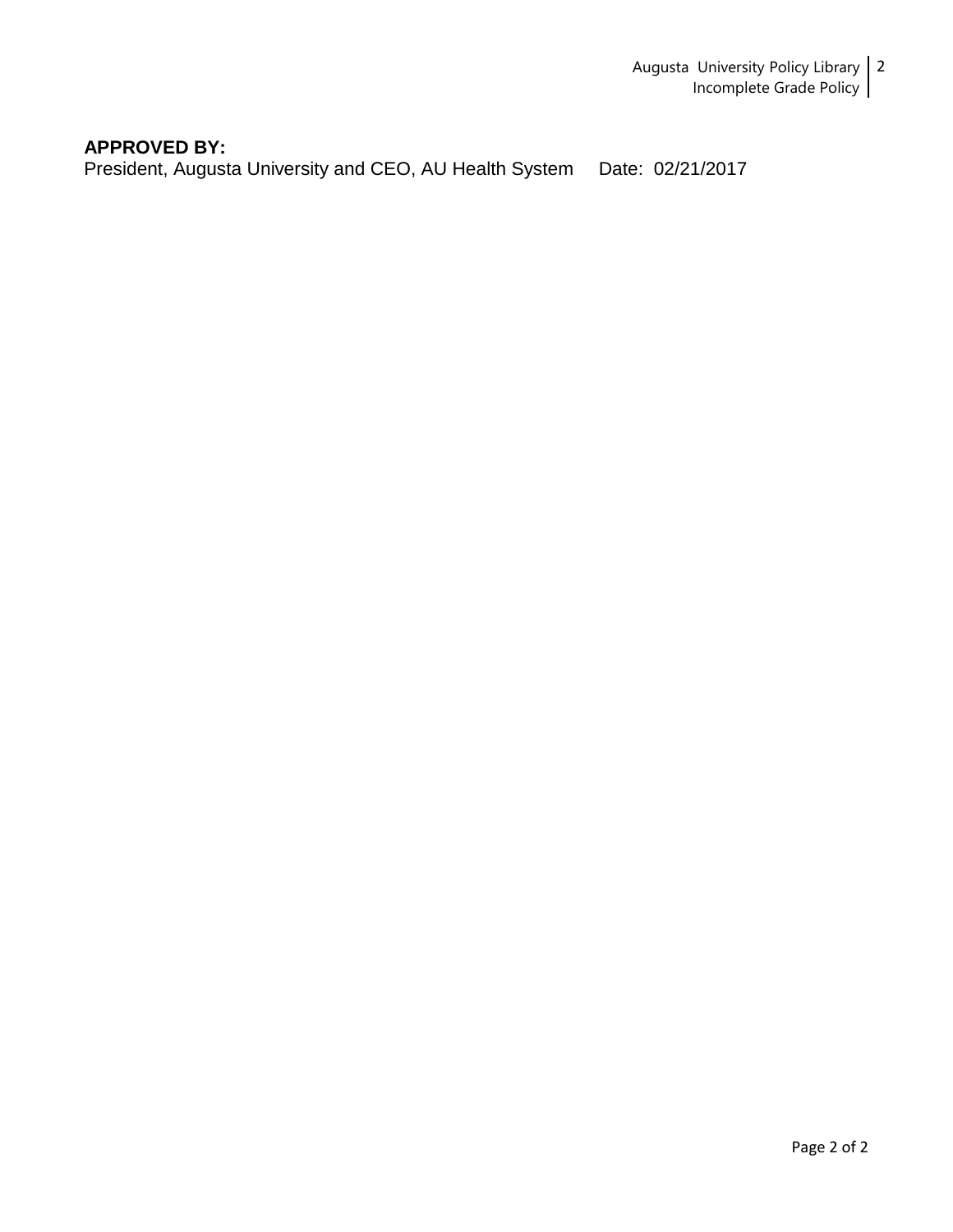**APPROVED BY:**

President, Augusta University and CEO, AU Health System     Date: 02/21/2017